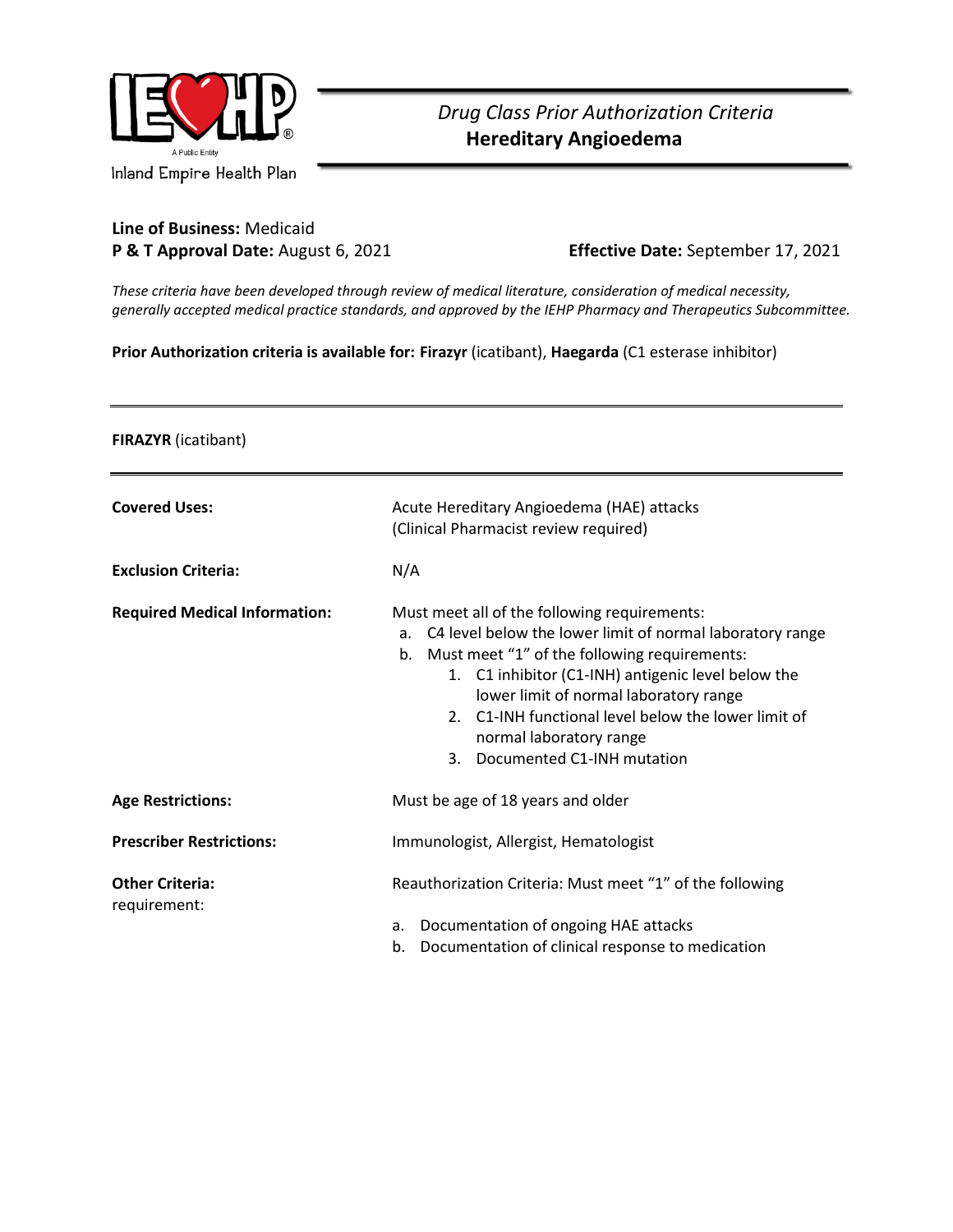Inland Empire Health Plan

*Drug Class Prior Authorization Criteria*
# Hereditary Angioedema

**Line of Business:** Medicaid
**P & T Approval Date:** August 6, 2021 **Effective Date:** September 17, 2021

*These criteria have been developed through review of medical literature, consideration of medical necessity, generally accepted medical practice standards, and approved by the IEHP Pharmacy and Therapeutics Subcommittee.*

**Prior Authorization criteria is available for: Firazyr** (icatibant), **Haegarda** (C1 esterase inhibitor)

---

**FIRAZYR** (icatibant)

---

| | |
|---|---|
| **Covered Uses:** | Acute Hereditary Angioedema (HAE) attacks (Clinical Pharmacist review required) |
| **Exclusion Criteria:** | N/A |
| **Required Medical Information:** | Must meet all of the following requirements:<br>a. C4 level below the lower limit of normal laboratory range<br>b. Must meet "1" of the following requirements:<br>&nbsp;&nbsp;&nbsp;1. C1 inhibitor (C1-INH) antigenic level below the lower limit of normal laboratory range<br>&nbsp;&nbsp;&nbsp;2. C1-INH functional level below the lower limit of normal laboratory range<br>&nbsp;&nbsp;&nbsp;3. Documented C1-INH mutation |
| **Age Restrictions:** | Must be age of 18 years and older |
| **Prescriber Restrictions:** | Immunologist, Allergist, Hematologist |
| **Other Criteria:** requirement: | Reauthorization Criteria: Must meet "1" of the following<br>a. Documentation of ongoing HAE attacks<br>b. Documentation of clinical response to medication |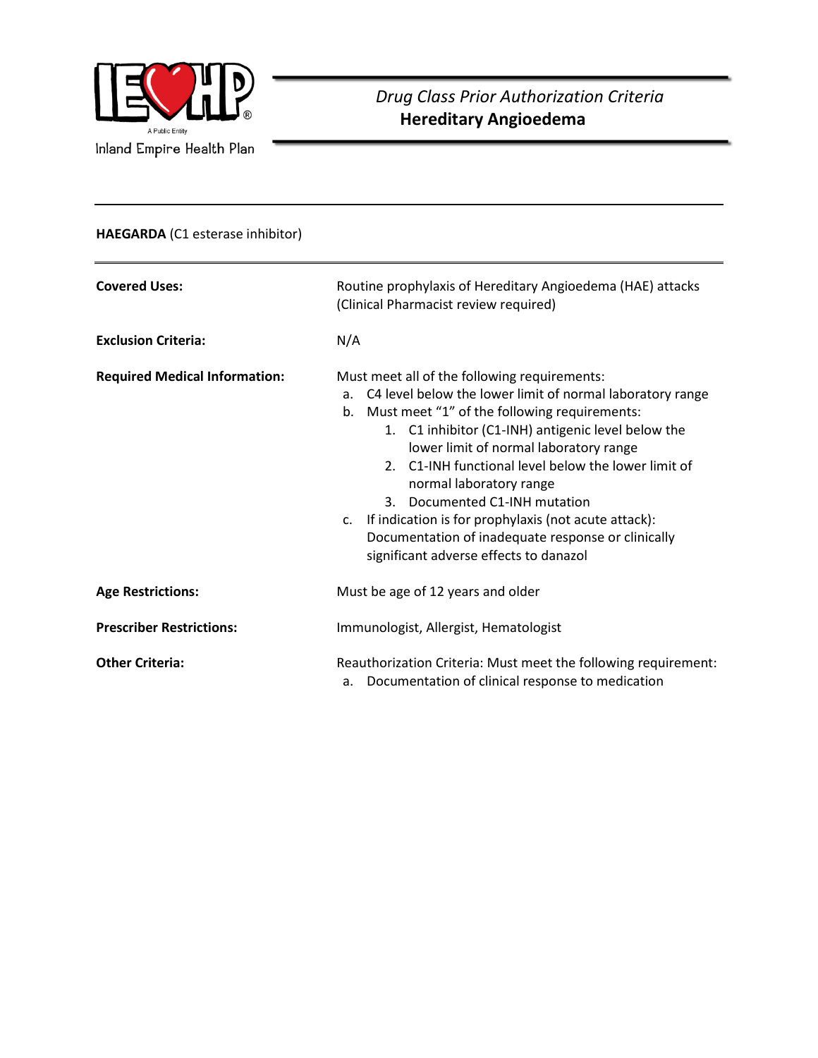*Drug Class Prior Authorization Criteria*
**Hereditary Angioedema**

Inland Empire Health Plan

---

**HAEGARDA** (C1 esterase inhibitor)

| | |
|---|---|
| **Covered Uses:** | Routine prophylaxis of Hereditary Angioedema (HAE) attacks (Clinical Pharmacist review required) |
| **Exclusion Criteria:** | N/A |
| **Required Medical Information:** | Must meet all of the following requirements:<br>a. C4 level below the lower limit of normal laboratory range<br>b. Must meet "1" of the following requirements:<br>&nbsp;&nbsp;&nbsp;&nbsp;1. C1 inhibitor (C1-INH) antigenic level below the lower limit of normal laboratory range<br>&nbsp;&nbsp;&nbsp;&nbsp;2. C1-INH functional level below the lower limit of normal laboratory range<br>&nbsp;&nbsp;&nbsp;&nbsp;3. Documented C1-INH mutation<br>c. If indication is for prophylaxis (not acute attack): Documentation of inadequate response or clinically significant adverse effects to danazol |
| **Age Restrictions:** | Must be age of 12 years and older |
| **Prescriber Restrictions:** | Immunologist, Allergist, Hematologist |
| **Other Criteria:** | Reauthorization Criteria: Must meet the following requirement:<br>a. Documentation of clinical response to medication |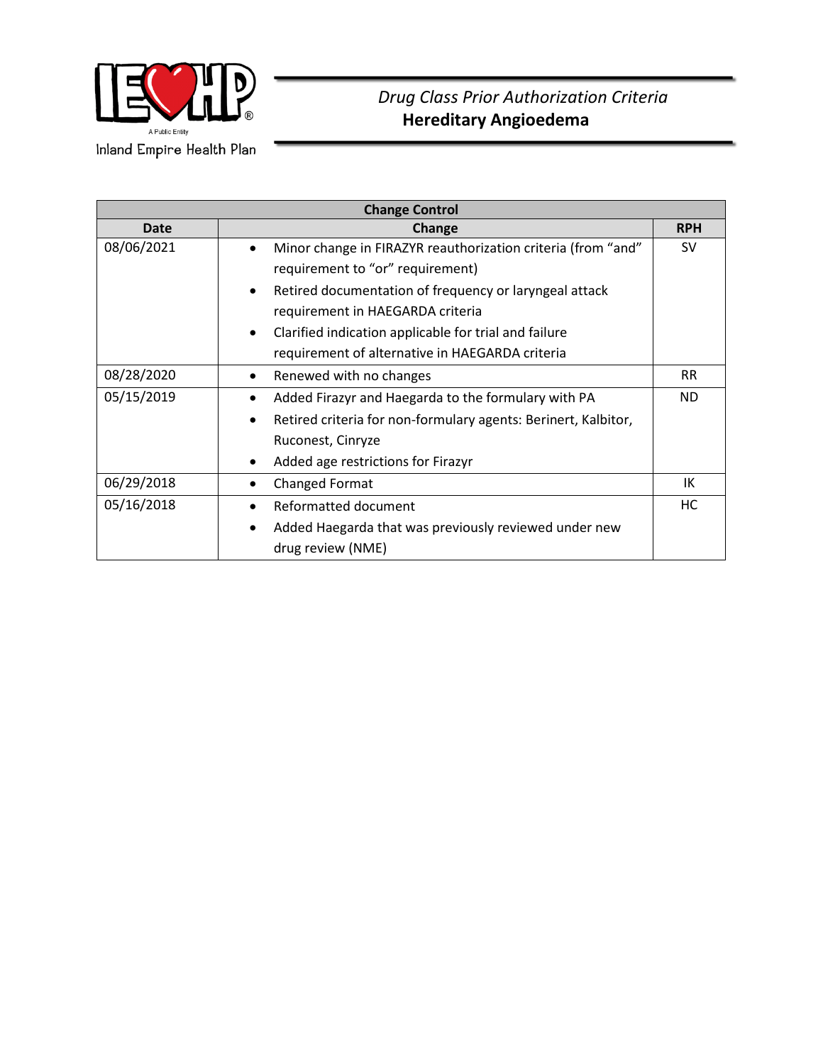| Change Control | | |
|---|---|---|
| **Date** | **Change** | **RPH** |
| 08/06/2021 | • Minor change in FIRAZYR reauthorization criteria (from "and" requirement to "or" requirement)<br>• Retired documentation of frequency or laryngeal attack requirement in HAEGARDA criteria<br>• Clarified indication applicable for trial and failure requirement of alternative in HAEGARDA criteria | SV |
| 08/28/2020 | • Renewed with no changes | RR |
| 05/15/2019 | • Added Firazyr and Haegarda to the formulary with PA<br>• Retired criteria for non-formulary agents: Berinert, Kalbitor, Ruconest, Cinryze<br>• Added age restrictions for Firazyr | ND |
| 06/29/2018 | • Changed Format | IK |
| 05/16/2018 | • Reformatted document<br>• Added Haegarda that was previously reviewed under new drug review (NME) | HC |